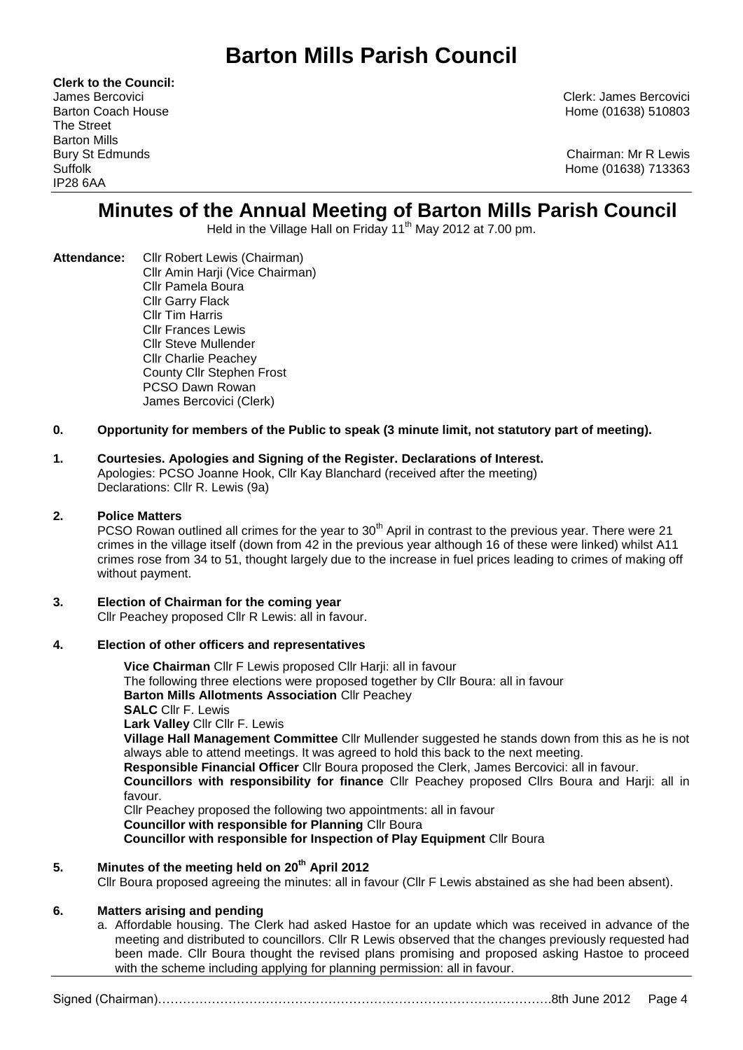# Barton Mills Parish Council

**Clerk to the Council:**
James Bercovici
Barton Coach House
The Street
Barton Mills
Bury St Edmunds
Suffolk
IP28 6AA

Clerk: James Bercovici
Home (01638) 510803

Chairman: Mr R Lewis
Home (01638) 713363

## Minutes of the Annual Meeting of Barton Mills Parish Council

Held in the Village Hall on Friday 11th May 2012 at 7.00 pm.

**Attendance:** Cllr Robert Lewis (Chairman)
Cllr Amin Harji (Vice Chairman)
Cllr Pamela Boura
Cllr Garry Flack
Cllr Tim Harris
Cllr Frances Lewis
Cllr Steve Mullender
Cllr Charlie Peachey
County Cllr Stephen Frost
PCSO Dawn Rowan
James Bercovici (Clerk)

**0. Opportunity for members of the Public to speak (3 minute limit, not statutory part of meeting).**

**1. Courtesies. Apologies and Signing of the Register. Declarations of Interest.**
Apologies: PCSO Joanne Hook, Cllr Kay Blanchard (received after the meeting)
Declarations: Cllr R. Lewis (9a)

**2. Police Matters**
PCSO Rowan outlined all crimes for the year to 30th April in contrast to the previous year. There were 21 crimes in the village itself (down from 42 in the previous year although 16 of these were linked) whilst A11 crimes rose from 34 to 51, thought largely due to the increase in fuel prices leading to crimes of making off without payment.

**3. Election of Chairman for the coming year**
Cllr Peachey proposed Cllr R Lewis: all in favour.

**4. Election of other officers and representatives**

**Vice Chairman** Cllr F Lewis proposed Cllr Harji: all in favour
The following three elections were proposed together by Cllr Boura: all in favour
**Barton Mills Allotments Association** Cllr Peachey
**SALC** Cllr F. Lewis
**Lark Valley** Cllr Cllr F. Lewis
**Village Hall Management Committee** Cllr Mullender suggested he stands down from this as he is not always able to attend meetings. It was agreed to hold this back to the next meeting.
**Responsible Financial Officer** Cllr Boura proposed the Clerk, James Bercovici: all in favour.
**Councillors with responsibility for finance** Cllr Peachey proposed Cllrs Boura and Harji: all in favour.
Cllr Peachey proposed the following two appointments: all in favour
**Councillor with responsible for Planning** Cllr Boura
**Councillor with responsible for Inspection of Play Equipment** Cllr Boura

**5. Minutes of the meeting held on 20th April 2012**
Cllr Boura proposed agreeing the minutes: all in favour (Cllr F Lewis abstained as she had been absent).

**6. Matters arising and pending**

a. Affordable housing. The Clerk had asked Hastoe for an update which was received in advance of the meeting and distributed to councillors. Cllr R Lewis observed that the changes previously requested had been made. Cllr Boura thought the revised plans promising and proposed asking Hastoe to proceed with the scheme including applying for planning permission: all in favour.

Signed (Chairman)……………………………………………………………………………….8th June 2012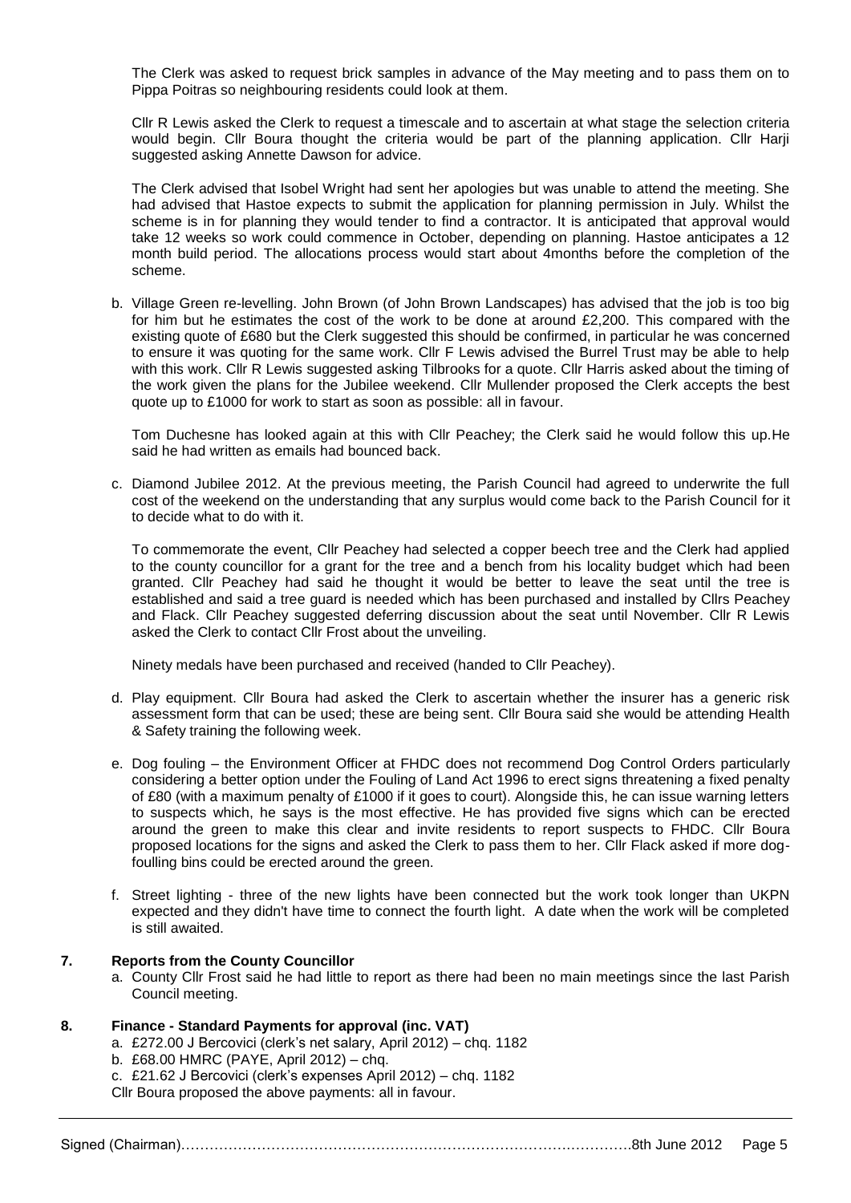The Clerk was asked to request brick samples in advance of the May meeting and to pass them on to Pippa Poitras so neighbouring residents could look at them.

Cllr R Lewis asked the Clerk to request a timescale and to ascertain at what stage the selection criteria would begin. Cllr Boura thought the criteria would be part of the planning application. Cllr Harji suggested asking Annette Dawson for advice.

The Clerk advised that Isobel Wright had sent her apologies but was unable to attend the meeting. She had advised that Hastoe expects to submit the application for planning permission in July. Whilst the scheme is in for planning they would tender to find a contractor. It is anticipated that approval would take 12 weeks so work could commence in October, depending on planning. Hastoe anticipates a 12 month build period. The allocations process would start about 4months before the completion of the scheme.

b. Village Green re-levelling. John Brown (of John Brown Landscapes) has advised that the job is too big for him but he estimates the cost of the work to be done at around £2,200. This compared with the existing quote of £680 but the Clerk suggested this should be confirmed, in particular he was concerned to ensure it was quoting for the same work. Cllr F Lewis advised the Burrel Trust may be able to help with this work. Cllr R Lewis suggested asking Tilbrooks for a quote. Cllr Harris asked about the timing of the work given the plans for the Jubilee weekend. Cllr Mullender proposed the Clerk accepts the best quote up to £1000 for work to start as soon as possible: all in favour.

   Tom Duchesne has looked again at this with Cllr Peachey; the Clerk said he would follow this up.He said he had written as emails had bounced back.

c. Diamond Jubilee 2012. At the previous meeting, the Parish Council had agreed to underwrite the full cost of the weekend on the understanding that any surplus would come back to the Parish Council for it to decide what to do with it.

   To commemorate the event, Cllr Peachey had selected a copper beech tree and the Clerk had applied to the county councillor for a grant for the tree and a bench from his locality budget which had been granted. Cllr Peachey had said he thought it would be better to leave the seat until the tree is established and said a tree guard is needed which has been purchased and installed by Cllrs Peachey and Flack. Cllr Peachey suggested deferring discussion about the seat until November. Cllr R Lewis asked the Clerk to contact Cllr Frost about the unveiling.

   Ninety medals have been purchased and received (handed to Cllr Peachey).

d. Play equipment. Cllr Boura had asked the Clerk to ascertain whether the insurer has a generic risk assessment form that can be used; these are being sent. Cllr Boura said she would be attending Health & Safety training the following week.

e. Dog fouling – the Environment Officer at FHDC does not recommend Dog Control Orders particularly considering a better option under the Fouling of Land Act 1996 to erect signs threatening a fixed penalty of £80 (with a maximum penalty of £1000 if it goes to court). Alongside this, he can issue warning letters to suspects which, he says is the most effective. He has provided five signs which can be erected around the green to make this clear and invite residents to report suspects to FHDC. Cllr Boura proposed locations for the signs and asked the Clerk to pass them to her. Cllr Flack asked if more dog-foulling bins could be erected around the green.

f. Street lighting - three of the new lights have been connected but the work took longer than UKPN expected and they didn't have time to connect the fourth light. A date when the work will be completed is still awaited.

## 7. Reports from the County Councillor

a. County Cllr Frost said he had little to report as there had been no main meetings since the last Parish Council meeting.

## 8. Finance - Standard Payments for approval (inc. VAT)

a. £272.00 J Bercovici (clerk's net salary, April 2012) – chq. 1182
b. £68.00 HMRC (PAYE, April 2012) – chq.
c. £21.62 J Bercovici (clerk's expenses April 2012) – chq. 1182

Cllr Boura proposed the above payments: all in favour.

Signed (Chairman)……………………………………………………………………………….8th June 2012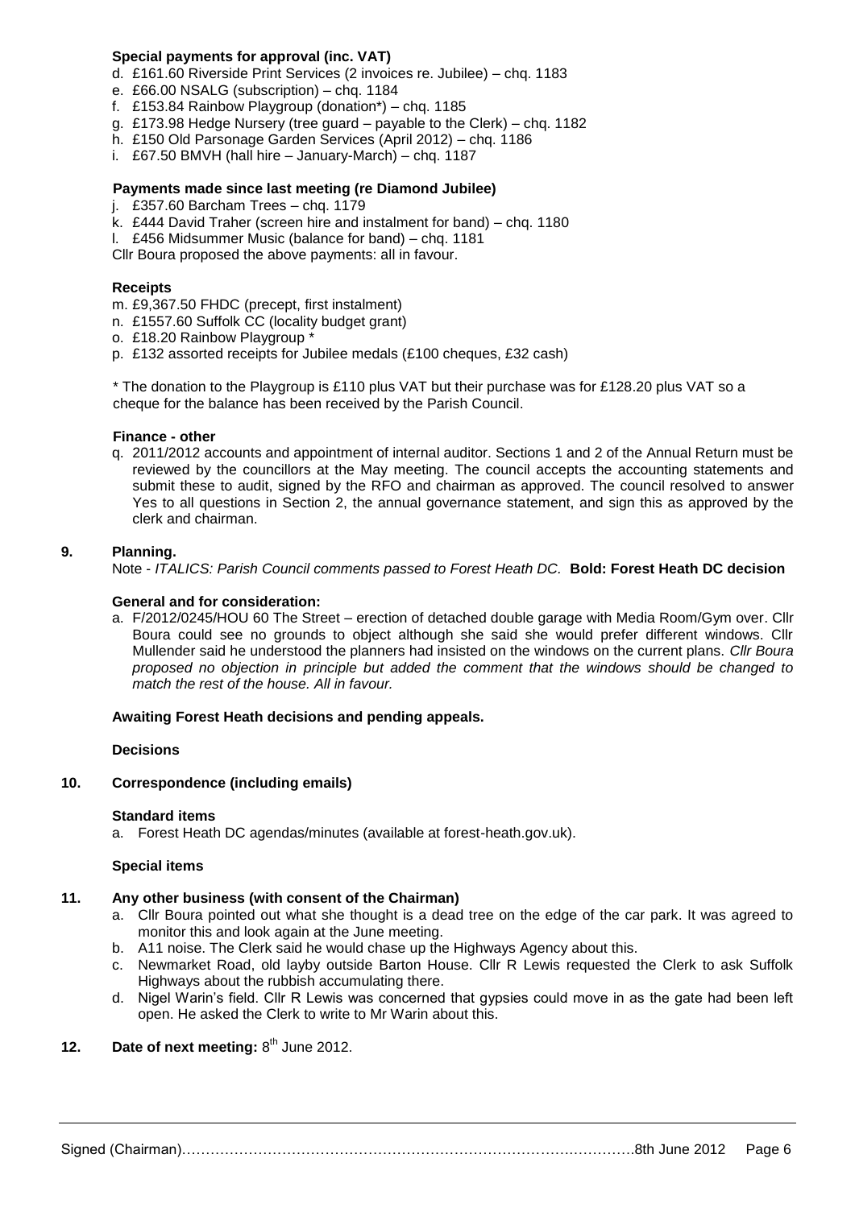**Special payments for approval (inc. VAT)**

d. £161.60 Riverside Print Services (2 invoices re. Jubilee) – chq. 1183
e. £66.00 NSALG (subscription) – chq. 1184
f. £153.84 Rainbow Playgroup (donation*) – chq. 1185
g. £173.98 Hedge Nursery (tree guard – payable to the Clerk) – chq. 1182
h. £150 Old Parsonage Garden Services (April 2012) – chq. 1186
i. £67.50 BMVH (hall hire – January-March) – chq. 1187

**Payments made since last meeting (re Diamond Jubilee)**

j. £357.60 Barcham Trees – chq. 1179
k. £444 David Traher (screen hire and instalment for band) – chq. 1180
l. £456 Midsummer Music (balance for band) – chq. 1181

Cllr Boura proposed the above payments: all in favour.

**Receipts**

m. £9,367.50 FHDC (precept, first instalment)
n. £1557.60 Suffolk CC (locality budget grant)
o. £18.20 Rainbow Playgroup *
p. £132 assorted receipts for Jubilee medals (£100 cheques, £32 cash)

* The donation to the Playgroup is £110 plus VAT but their purchase was for £128.20 plus VAT so a cheque for the balance has been received by the Parish Council.

**Finance - other**

q. 2011/2012 accounts and appointment of internal auditor. Sections 1 and 2 of the Annual Return must be reviewed by the councillors at the May meeting. The council accepts the accounting statements and submit these to audit, signed by the RFO and chairman as approved. The council resolved to answer Yes to all questions in Section 2, the annual governance statement, and sign this as approved by the clerk and chairman.

## 9. Planning.

Note - *ITALICS: Parish Council comments passed to Forest Heath DC.* **Bold: Forest Heath DC decision**

**General and for consideration:**

a. F/2012/0245/HOU 60 The Street – erection of detached double garage with Media Room/Gym over. Cllr Boura could see no grounds to object although she said she would prefer different windows. Cllr Mullender said he understood the planners had insisted on the windows on the current plans. *Cllr Boura proposed no objection in principle but added the comment that the windows should be changed to match the rest of the house. All in favour.*

**Awaiting Forest Heath decisions and pending appeals.**

**Decisions**

## 10. Correspondence (including emails)

**Standard items**

a. Forest Heath DC agendas/minutes (available at forest-heath.gov.uk).

**Special items**

## 11. Any other business (with consent of the Chairman)

a. Cllr Boura pointed out what she thought is a dead tree on the edge of the car park. It was agreed to monitor this and look again at the June meeting.
b. A11 noise. The Clerk said he would chase up the Highways Agency about this.
c. Newmarket Road, old layby outside Barton House. Cllr R Lewis requested the Clerk to ask Suffolk Highways about the rubbish accumulating there.
d. Nigel Warin's field. Cllr R Lewis was concerned that gypsies could move in as the gate had been left open. He asked the Clerk to write to Mr Warin about this.

## 12. Date of next meeting: 8th June 2012.

Signed (Chairman)……………………………………………………………………………….8th June 2012